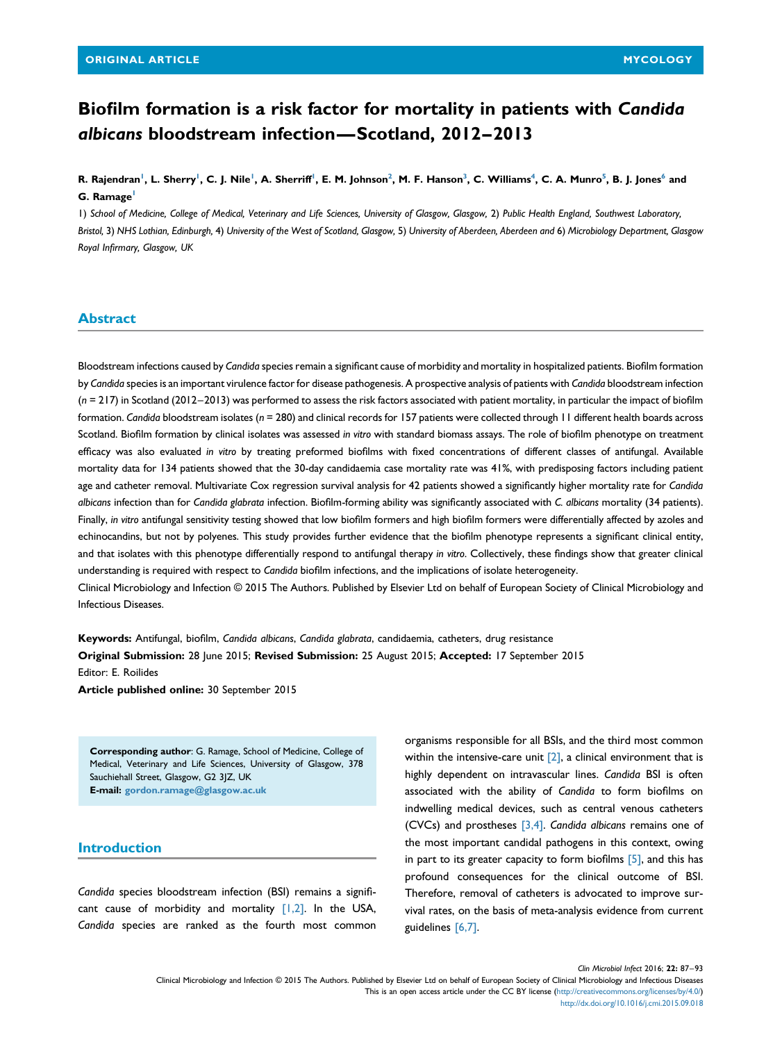ORIGINAL ARTICLE — MYCOLOGY

# Biofilm formation is a risk factor for mortality in patients with *Candida albicans* bloodstream infection—Scotland, 2012–2013

**R. Rajendran[1], L. Sherry[1], C. J. Nile[1], A. Sherriff[1], E. M. Johnson[2], M. F. Hanson[3], C. Williams[4], C. A. Munro[5], B. J. Jones[6] and G. Ramage[1]**

1) *School of Medicine, College of Medical, Veterinary and Life Sciences, University of Glasgow, Glasgow,* 2) *Public Health England, Southwest Laboratory, Bristol,* 3) *NHS Lothian, Edinburgh,* 4) *University of the West of Scotland, Glasgow,* 5) *University of Aberdeen, Aberdeen and* 6) *Microbiology Department, Glasgow Royal Infirmary, Glasgow, UK*

## Abstract

Bloodstream infections caused by *Candida* species remain a significant cause of morbidity and mortality in hospitalized patients. Biofilm formation by *Candida* species is an important virulence factor for disease pathogenesis. A prospective analysis of patients with *Candida* bloodstream infection (*n* = 217) in Scotland (2012–2013) was performed to assess the risk factors associated with patient mortality, in particular the impact of biofilm formation. *Candida* bloodstream isolates (*n* = 280) and clinical records for 157 patients were collected through 11 different health boards across Scotland. Biofilm formation by clinical isolates was assessed *in vitro* with standard biomass assays. The role of biofilm phenotype on treatment efficacy was also evaluated *in vitro* by treating preformed biofilms with fixed concentrations of different classes of antifungal. Available mortality data for 134 patients showed that the 30-day candidaemia case mortality rate was 41%, with predisposing factors including patient age and catheter removal. Multivariate Cox regression survival analysis for 42 patients showed a significantly higher mortality rate for *Candida albicans* infection than for *Candida glabrata* infection. Biofilm-forming ability was significantly associated with *C. albicans* mortality (34 patients). Finally, *in vitro* antifungal sensitivity testing showed that low biofilm formers and high biofilm formers were differentially affected by azoles and echinocandins, but not by polyenes. This study provides further evidence that the biofilm phenotype represents a significant clinical entity, and that isolates with this phenotype differentially respond to antifungal therapy *in vitro*. Collectively, these findings show that greater clinical understanding is required with respect to *Candida* biofilm infections, and the implications of isolate heterogeneity.

Clinical Microbiology and Infection © 2015 The Authors. Published by Elsevier Ltd on behalf of European Society of Clinical Microbiology and Infectious Diseases.

**Keywords:** Antifungal, biofilm, *Candida albicans*, *Candida glabrata*, candidaemia, catheters, drug resistance

**Original Submission:** 28 June 2015; **Revised Submission:** 25 August 2015; **Accepted:** 17 September 2015

Editor: E. Roilides

**Article published online:** 30 September 2015

**Corresponding author**: G. Ramage, School of Medicine, College of Medical, Veterinary and Life Sciences, University of Glasgow, 378 Sauchiehall Street, Glasgow, G2 3JZ, UK
**E-mail:** gordon.ramage@glasgow.ac.uk

## Introduction

*Candida* species bloodstream infection (BSI) remains a significant cause of morbidity and mortality [1,2]. In the USA, *Candida* species are ranked as the fourth most common organisms responsible for all BSIs, and the third most common within the intensive-care unit [2], a clinical environment that is highly dependent on intravascular lines. *Candida* BSI is often associated with the ability of *Candida* to form biofilms on indwelling medical devices, such as central venous catheters (CVCs) and prostheses [3,4]. *Candida albicans* remains one of the most important candidal pathogens in this context, owing in part to its greater capacity to form biofilms [5], and this has profound consequences for the clinical outcome of BSI. Therefore, removal of catheters is advocated to improve survival rates, on the basis of meta-analysis evidence from current guidelines [6,7].

Clinical Microbiology and Infection © 2015 The Authors. Published by Elsevier Ltd on behalf of European Society of Clinical Microbiology and Infectious Diseases
This is an open access article under the CC BY license (http://creativecommons.org/licenses/by/4.0/)
http://dx.doi.org/10.1016/j.cmi.2015.09.018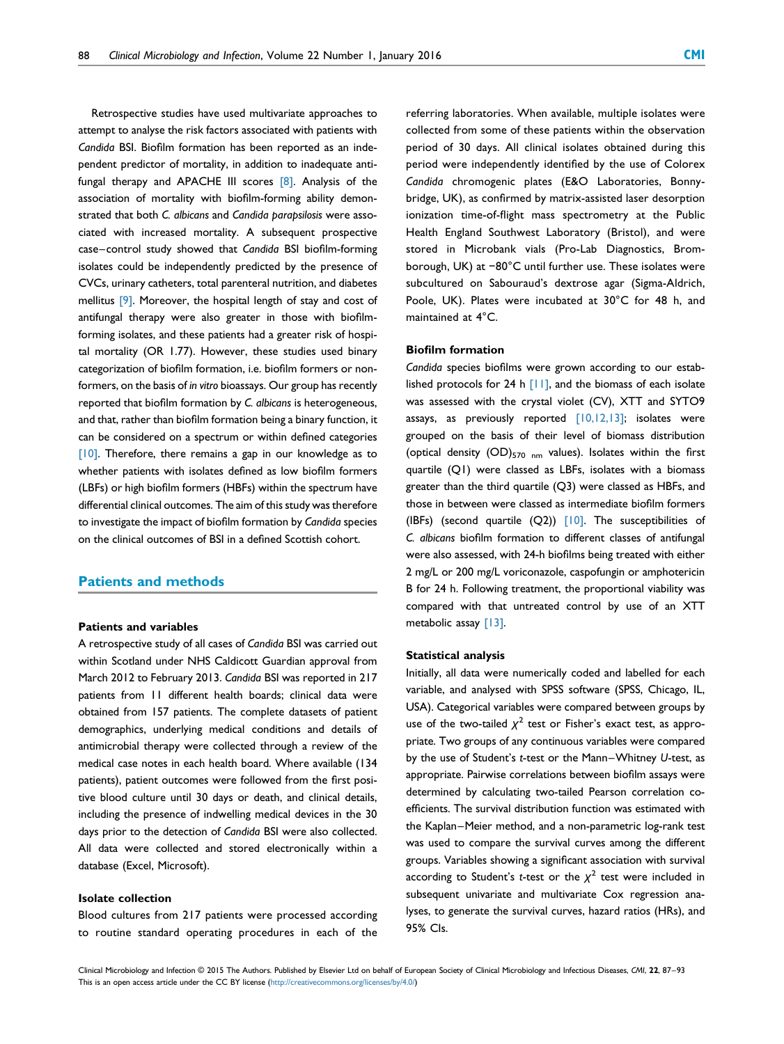Retrospective studies have used multivariate approaches to attempt to analyse the risk factors associated with patients with *Candida* BSI. Biofilm formation has been reported as an independent predictor of mortality, in addition to inadequate antifungal therapy and APACHE III scores [8]. Analysis of the association of mortality with biofilm-forming ability demonstrated that both *C. albicans* and *Candida parapsilosis* were associated with increased mortality. A subsequent prospective case–control study showed that *Candida* BSI biofilm-forming isolates could be independently predicted by the presence of CVCs, urinary catheters, total parenteral nutrition, and diabetes mellitus [9]. Moreover, the hospital length of stay and cost of antifungal therapy were also greater in those with biofilm-forming isolates, and these patients had a greater risk of hospital mortality (OR 1.77). However, these studies used binary categorization of biofilm formation, i.e. biofilm formers or non-formers, on the basis of *in vitro* bioassays. Our group has recently reported that biofilm formation by *C. albicans* is heterogeneous, and that, rather than biofilm formation being a binary function, it can be considered on a spectrum or within defined categories [10]. Therefore, there remains a gap in our knowledge as to whether patients with isolates defined as low biofilm formers (LBFs) or high biofilm formers (HBFs) within the spectrum have differential clinical outcomes. The aim of this study was therefore to investigate the impact of biofilm formation by *Candida* species on the clinical outcomes of BSI in a defined Scottish cohort.

## Patients and methods

### Patients and variables

A retrospective study of all cases of *Candida* BSI was carried out within Scotland under NHS Caldicott Guardian approval from March 2012 to February 2013. *Candida* BSI was reported in 217 patients from 11 different health boards; clinical data were obtained from 157 patients. The complete datasets of patient demographics, underlying medical conditions and details of antimicrobial therapy were collected through a review of the medical case notes in each health board. Where available (134 patients), patient outcomes were followed from the first positive blood culture until 30 days or death, and clinical details, including the presence of indwelling medical devices in the 30 days prior to the detection of *Candida* BSI were also collected. All data were collected and stored electronically within a database (Excel, Microsoft).

### Isolate collection

Blood cultures from 217 patients were processed according to routine standard operating procedures in each of the referring laboratories. When available, multiple isolates were collected from some of these patients within the observation period of 30 days. All clinical isolates obtained during this period were independently identified by the use of Colorex *Candida* chromogenic plates (E&O Laboratories, Bonnybridge, UK), as confirmed by matrix-assisted laser desorption ionization time-of-flight mass spectrometry at the Public Health England Southwest Laboratory (Bristol), and were stored in Microbank vials (Pro-Lab Diagnostics, Bromborough, UK) at −80°C until further use. These isolates were subcultured on Sabouraud's dextrose agar (Sigma-Aldrich, Poole, UK). Plates were incubated at 30°C for 48 h, and maintained at 4°C.

### Biofilm formation

*Candida* species biofilms were grown according to our established protocols for 24 h [11], and the biomass of each isolate was assessed with the crystal violet (CV), XTT and SYTO9 assays, as previously reported [10,12,13]; isolates were grouped on the basis of their level of biomass distribution (optical density $(OD)_{570\ nm}$ values). Isolates within the first quartile (Q1) were classed as LBFs, isolates with a biomass greater than the third quartile (Q3) were classed as HBFs, and those in between were classed as intermediate biofilm formers (IBFs) (second quartile (Q2)) [10]. The susceptibilities of *C. albicans* biofilm formation to different classes of antifungal were also assessed, with 24-h biofilms being treated with either 2 mg/L or 200 mg/L voriconazole, caspofungin or amphotericin B for 24 h. Following treatment, the proportional viability was compared with that untreated control by use of an XTT metabolic assay [13].

### Statistical analysis

Initially, all data were numerically coded and labelled for each variable, and analysed with SPSS software (SPSS, Chicago, IL, USA). Categorical variables were compared between groups by use of the two-tailed $\chi^2$ test or Fisher's exact test, as appropriate. Two groups of any continuous variables were compared by the use of Student's *t*-test or the Mann–Whitney *U*-test, as appropriate. Pairwise correlations between biofilm assays were determined by calculating two-tailed Pearson correlation coefficients. The survival distribution function was estimated with the Kaplan–Meier method, and a non-parametric log-rank test was used to compare the survival curves among the different groups. Variables showing a significant association with survival according to Student's *t*-test or the $\chi^2$ test were included in subsequent univariate and multivariate Cox regression analyses, to generate the survival curves, hazard ratios (HRs), and 95% CIs.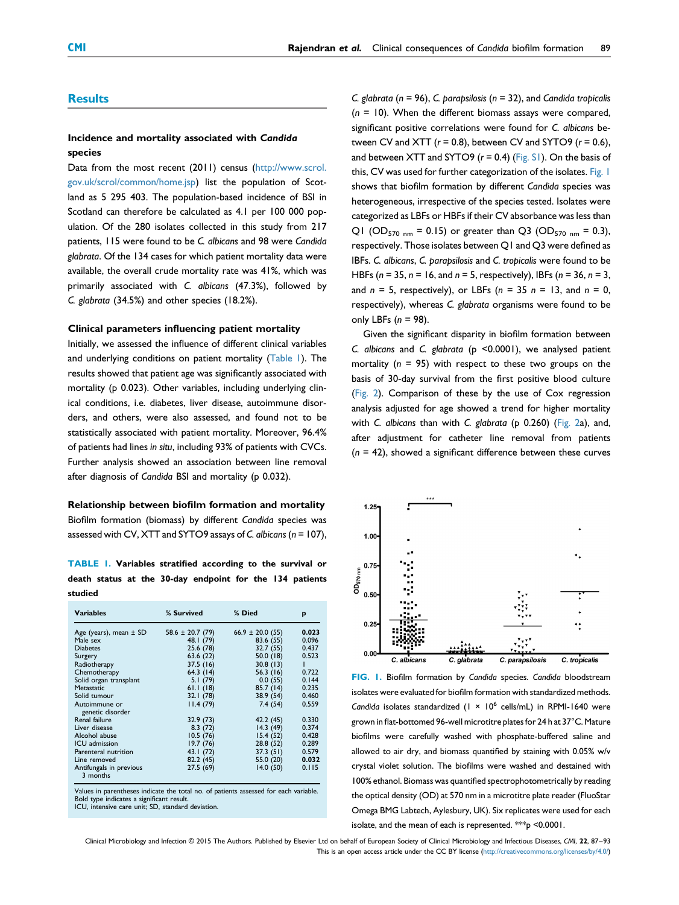## Results

### Incidence and mortality associated with *Candida* species

Data from the most recent (2011) census (http://www.scrol.gov.uk/scrol/common/home.jsp) list the population of Scotland as 5 295 403. The population-based incidence of BSI in Scotland can therefore be calculated as 4.1 per 100 000 population. Of the 280 isolates collected in this study from 217 patients, 115 were found to be *C. albicans* and 98 were *Candida glabrata*. Of the 134 cases for which patient mortality data were available, the overall crude mortality rate was 41%, which was primarily associated with *C. albicans* (47.3%), followed by *C. glabrata* (34.5%) and other species (18.2%).

#### Clinical parameters influencing patient mortality

Initially, we assessed the influence of different clinical variables and underlying conditions on patient mortality (Table 1). The results showed that patient age was significantly associated with mortality (p 0.023). Other variables, including underlying clinical conditions, i.e. diabetes, liver disease, autoimmune disorders, and others, were also assessed, and found not to be statistically associated with patient mortality. Moreover, 96.4% of patients had lines *in situ*, including 93% of patients with CVCs. Further analysis showed an association between line removal after diagnosis of *Candida* BSI and mortality (p 0.032).

#### Relationship between biofilm formation and mortality

Biofilm formation (biomass) by different *Candida* species was assessed with CV, XTT and SYTO9 assays of *C. albicans* (*n* = 107), *C. glabrata* (*n* = 96), *C. parapsilosis* (*n* = 32), and *Candida tropicalis* (*n* = 10). When the different biomass assays were compared, significant positive correlations were found for *C. albicans* between CV and XTT (*r* = 0.8), between CV and SYTO9 (*r* = 0.6), and between XTT and SYTO9 (*r* = 0.4) (Fig. S1). On the basis of this, CV was used for further categorization of the isolates. Fig. 1 shows that biofilm formation by different *Candida* species was heterogeneous, irrespective of the species tested. Isolates were categorized as LBFs or HBFs if their CV absorbance was less than Q1 ($OD_{570\ nm}$ = 0.15) or greater than Q3 ($OD_{570\ nm}$ = 0.3), respectively. Those isolates between Q1 and Q3 were defined as IBFs. *C. albicans*, *C. parapsilosis* and *C. tropicalis* were found to be HBFs (*n* = 35, *n* = 16, and *n* = 5, respectively), IBFs (*n* = 36, *n* = 3, and *n* = 5, respectively), or LBFs (*n* = 35 *n* = 13, and *n* = 0, respectively), whereas *C. glabrata* organisms were found to be only LBFs (*n* = 98).

Given the significant disparity in biofilm formation between *C. albicans* and *C. glabrata* (p <0.0001), we analysed patient mortality (*n* = 95) with respect to these two groups on the basis of 30-day survival from the first positive blood culture (Fig. 2). Comparison of these by the use of Cox regression analysis adjusted for age showed a trend for higher mortality with *C. albicans* than with *C. glabrata* (p 0.260) (Fig. 2a), and, after adjustment for catheter line removal from patients (*n* = 42), showed a significant difference between these curves

**TABLE 1.** Variables stratified according to the survival or death status at the 30-day endpoint for the 134 patients studied

| Variables | % Survived | % Died | p |
|---|---|---|---|
| Age (years), mean ± SD | 58.6 ± 20.7 (79) | 66.9 ± 20.0 (55) | **0.023** |
| Male sex | 48.1 (79) | 83.6 (55) | 0.096 |
| Diabetes | 25.6 (78) | 32.7 (55) | 0.437 |
| Surgery | 63.6 (22) | 50.0 (18) | 0.523 |
| Radiotherapy | 37.5 (16) | 30.8 (13) | 1 |
| Chemotherapy | 64.3 (14) | 56.3 (16) | 0.722 |
| Solid organ transplant | 5.1 (79) | 0.0 (55) | 0.144 |
| Metastatic | 61.1 (18) | 85.7 (14) | 0.235 |
| Solid tumour | 32.1 (78) | 38.9 (54) | 0.460 |
| Autoimmune or genetic disorder | 11.4 (79) | 7.4 (54) | 0.559 |
| Renal failure | 32.9 (73) | 42.2 (45) | 0.330 |
| Liver disease | 8.3 (72) | 14.3 (49) | 0.374 |
| Alcohol abuse | 10.5 (76) | 15.4 (52) | 0.428 |
| ICU admission | 19.7 (76) | 28.8 (52) | 0.289 |
| Parenteral nutrition | 43.1 (72) | 37.3 (51) | 0.579 |
| Line removed | 82.2 (45) | 55.0 (20) | **0.032** |
| Antifungals in previous 3 months | 27.5 (69) | 14.0 (50) | 0.115 |

Values in parentheses indicate the total no. of patients assessed for each variable.
Bold type indicates a significant result.
ICU, intensive care unit; SD, standard deviation.

**FIG. 1.** Biofilm formation by *Candida* species. *Candida* bloodstream isolates were evaluated for biofilm formation with standardized methods. *Candida* isolates standardized (1 × $10^6$ cells/mL) in RPMI-1640 were grown in flat-bottomed 96-well microtitre plates for 24 h at 37°C. Mature biofilms were carefully washed with phosphate-buffered saline and allowed to air dry, and biomass quantified by staining with 0.05% w/v crystal violet solution. The biofilms were washed and destained with 100% ethanol. Biomass was quantified spectrophotometrically by reading the optical density (OD) at 570 nm in a microtitre plate reader (FluoStar Omega BMG Labtech, Aylesbury, UK). Six replicates were used for each isolate, and the mean of each is represented. ***p <0.0001.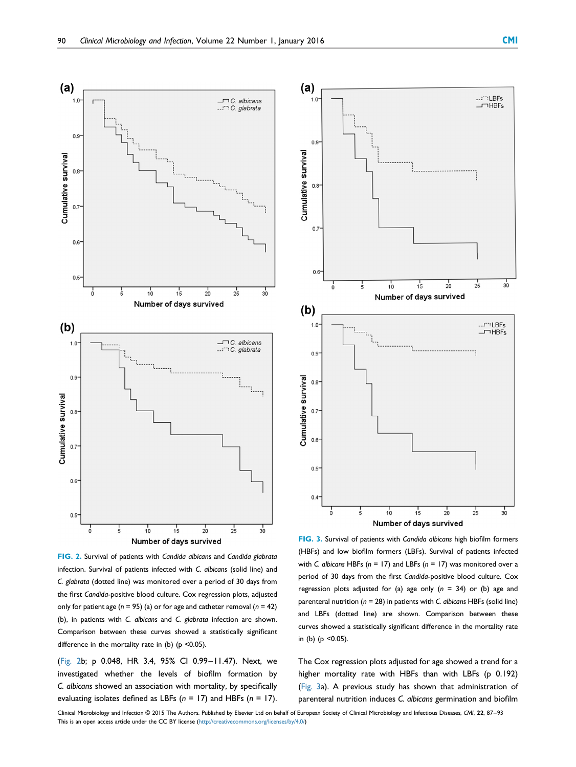FIG. 2. Survival of patients with *Candida albicans* and *Candida glabrata* infection. Survival of patients infected with *C. albicans* (solid line) and *C. glabrata* (dotted line) was monitored over a period of 30 days from the first *Candida*-positive blood culture. Cox regression plots, adjusted only for patient age ($n$ = 95) (a) or for age and catheter removal ($n$ = 42) (b), in patients with *C. albicans* and *C. glabrata* infection are shown. Comparison between these curves showed a statistically significant difference in the mortality rate in (b) ($p < 0.05$).

(Fig. 2b; p 0.048, HR 3.4, 95% CI 0.99–11.47). Next, we investigated whether the levels of biofilm formation by *C. albicans* showed an association with mortality, by specifically evaluating isolates defined as LBFs ($n$ = 17) and HBFs ($n$ = 17).

FIG. 3. Survival of patients with *Candida albicans* high biofilm formers (HBFs) and low biofilm formers (LBFs). Survival of patients infected with *C. albicans* HBFs ($n$ = 17) and LBFs ($n$ = 17) was monitored over a period of 30 days from the first *Candida*-positive blood culture. Cox regression plots adjusted for (a) age only ($n$ = 34) or (b) age and parenteral nutrition ($n$ = 28) in patients with *C. albicans* HBFs (solid line) and LBFs (dotted line) are shown. Comparison between these curves showed a statistically significant difference in the mortality rate in (b) ($p < 0.05$).

The Cox regression plots adjusted for age showed a trend for a higher mortality rate with HBFs than with LBFs (p 0.192) (Fig. 3a). A previous study has shown that administration of parenteral nutrition induces *C. albicans* germination and biofilm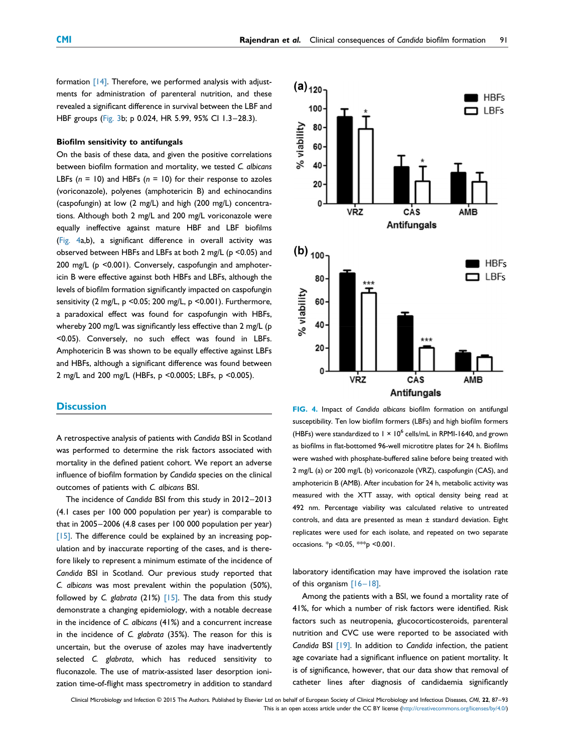formation [14]. Therefore, we performed analysis with adjustments for administration of parenteral nutrition, and these revealed a significant difference in survival between the LBF and HBF groups (Fig. 3b; p 0.024, HR 5.99, 95% CI 1.3–28.3).

### Biofilm sensitivity to antifungals

On the basis of these data, and given the positive correlations between biofilm formation and mortality, we tested *C. albicans* LBFs ($n$ = 10) and HBFs ($n$ = 10) for their response to azoles (voriconazole), polyenes (amphotericin B) and echinocandins (caspofungin) at low (2 mg/L) and high (200 mg/L) concentrations. Although both 2 mg/L and 200 mg/L voriconazole were equally ineffective against mature HBF and LBF biofilms (Fig. 4a,b), a significant difference in overall activity was observed between HBFs and LBFs at both 2 mg/L ($p$ <0.05) and 200 mg/L ($p$ <0.001). Conversely, caspofungin and amphotericin B were effective against both HBFs and LBFs, although the levels of biofilm formation significantly impacted on caspofungin sensitivity (2 mg/L, $p$ <0.05; 200 mg/L, $p$ <0.001). Furthermore, a paradoxical effect was found for caspofungin with HBFs, whereby 200 mg/L was significantly less effective than 2 mg/L ($p$ <0.05). Conversely, no such effect was found in LBFs. Amphotericin B was shown to be equally effective against LBFs and HBFs, although a significant difference was found between 2 mg/L and 200 mg/L (HBFs, $p$ <0.0005; LBFs, $p$ <0.005).

FIG. 4. Impact of *Candida albicans* biofilm formation on antifungal susceptibility. Ten low biofilm formers (LBFs) and high biofilm formers (HBFs) were standardized to $1 \times 10^6$ cells/mL in RPMI-1640, and grown as biofilms in flat-bottomed 96-well microtitre plates for 24 h. Biofilms were washed with phosphate-buffered saline before being treated with 2 mg/L (a) or 200 mg/L (b) voriconazole (VRZ), caspofungin (CAS), and amphotericin B (AMB). After incubation for 24 h, metabolic activity was measured with the XTT assay, with optical density being read at 492 nm. Percentage viability was calculated relative to untreated controls, and data are presented as mean ± standard deviation. Eight replicates were used for each isolate, and repeated on two separate occasions. *p <0.05, ***p <0.001.

## Discussion

A retrospective analysis of patients with *Candida* BSI in Scotland was performed to determine the risk factors associated with mortality in the defined patient cohort. We report an adverse influence of biofilm formation by *Candida* species on the clinical outcomes of patients with *C. albicans* BSI.

The incidence of *Candida* BSI from this study in 2012–2013 (4.1 cases per 100 000 population per year) is comparable to that in 2005–2006 (4.8 cases per 100 000 population per year) [15]. The difference could be explained by an increasing population and by inaccurate reporting of the cases, and is therefore likely to represent a minimum estimate of the incidence of *Candida* BSI in Scotland. Our previous study reported that *C. albicans* was most prevalent within the population (50%), followed by *C. glabrata* (21%) [15]. The data from this study demonstrate a changing epidemiology, with a notable decrease in the incidence of *C. albicans* (41%) and a concurrent increase in the incidence of *C. glabrata* (35%). The reason for this is uncertain, but the overuse of azoles may have inadvertently selected *C. glabrata*, which has reduced sensitivity to fluconazole. The use of matrix-assisted laser desorption ionization time-of-flight mass spectrometry in addition to standard laboratory identification may have improved the isolation rate of this organism [16–18].

Among the patients with a BSI, we found a mortality rate of 41%, for which a number of risk factors were identified. Risk factors such as neutropenia, glucocorticosteroids, parenteral nutrition and CVC use were reported to be associated with *Candida* BSI [19]. In addition to *Candida* infection, the patient age covariate had a significant influence on patient mortality. It is of significance, however, that our data show that removal of catheter lines after diagnosis of candidaemia significantly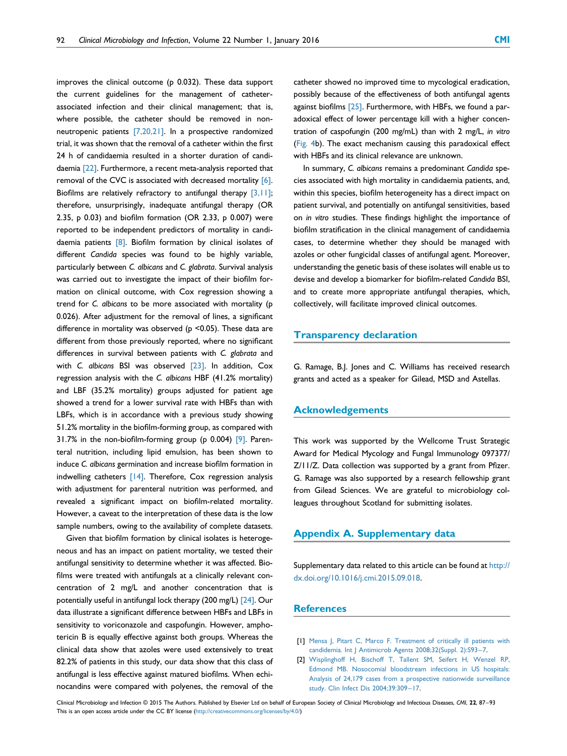improves the clinical outcome (p 0.032). These data support the current guidelines for the management of catheter-associated infection and their clinical management; that is, where possible, the catheter should be removed in non-neutropenic patients [7,20,21]. In a prospective randomized trial, it was shown that the removal of a catheter within the first 24 h of candidaemia resulted in a shorter duration of candidaemia [22]. Furthermore, a recent meta-analysis reported that removal of the CVC is associated with decreased mortality [6]. Biofilms are relatively refractory to antifungal therapy [3,11]; therefore, unsurprisingly, inadequate antifungal therapy (OR 2.35, p 0.03) and biofilm formation (OR 2.33, p 0.007) were reported to be independent predictors of mortality in candidaemia patients [8]. Biofilm formation by clinical isolates of different *Candida* species was found to be highly variable, particularly between *C. albicans* and *C. glabrata*. Survival analysis was carried out to investigate the impact of their biofilm formation on clinical outcome, with Cox regression showing a trend for *C. albicans* to be more associated with mortality (p 0.026). After adjustment for the removal of lines, a significant difference in mortality was observed ($p < 0.05$). These data are different from those previously reported, where no significant differences in survival between patients with *C. glabrata* and with *C. albicans* BSI was observed [23]. In addition, Cox regression analysis with the *C. albicans* HBF (41.2% mortality) and LBF (35.2% mortality) groups adjusted for patient age showed a trend for a lower survival rate with HBFs than with LBFs, which is in accordance with a previous study showing 51.2% mortality in the biofilm-forming group, as compared with 31.7% in the non-biofilm-forming group (p 0.004) [9]. Parenteral nutrition, including lipid emulsion, has been shown to induce *C. albicans* germination and increase biofilm formation in indwelling catheters [14]. Therefore, Cox regression analysis with adjustment for parenteral nutrition was performed, and revealed a significant impact on biofilm-related mortality. However, a caveat to the interpretation of these data is the low sample numbers, owing to the availability of complete datasets.

Given that biofilm formation by clinical isolates is heterogeneous and has an impact on patient mortality, we tested their antifungal sensitivity to determine whether it was affected. Biofilms were treated with antifungals at a clinically relevant concentration of 2 mg/L and another concentration that is potentially useful in antifungal lock therapy (200 mg/L) [24]. Our data illustrate a significant difference between HBFs and LBFs in sensitivity to voriconazole and caspofungin. However, amphotericin B is equally effective against both groups. Whereas the clinical data show that azoles were used extensively to treat 82.2% of patients in this study, our data show that this class of antifungal is less effective against matured biofilms. When echinocandins were compared with polyenes, the removal of the catheter showed no improved time to mycological eradication, possibly because of the effectiveness of both antifungal agents against biofilms [25]. Furthermore, with HBFs, we found a paradoxical effect of lower percentage kill with a higher concentration of caspofungin (200 mg/mL) than with 2 mg/L, *in vitro* (Fig. 4b). The exact mechanism causing this paradoxical effect with HBFs and its clinical relevance are unknown.

In summary, *C. albicans* remains a predominant *Candida* species associated with high mortality in candidaemia patients, and, within this species, biofilm heterogeneity has a direct impact on patient survival, and potentially on antifungal sensitivities, based on *in vitro* studies. These findings highlight the importance of biofilm stratification in the clinical management of candidaemia cases, to determine whether they should be managed with azoles or other fungicidal classes of antifungal agent. Moreover, understanding the genetic basis of these isolates will enable us to devise and develop a biomarker for biofilm-related *Candida* BSI, and to create more appropriate antifungal therapies, which, collectively, will facilitate improved clinical outcomes.

## Transparency declaration

G. Ramage, B.J. Jones and C. Williams has received research grants and acted as a speaker for Gilead, MSD and Astellas.

## Acknowledgements

This work was supported by the Wellcome Trust Strategic Award for Medical Mycology and Fungal Immunology 097377/Z/11/Z. Data collection was supported by a grant from Pfizer. G. Ramage was also supported by a research fellowship grant from Gilead Sciences. We are grateful to microbiology colleagues throughout Scotland for submitting isolates.

## Appendix A. Supplementary data

Supplementary data related to this article can be found at http://dx.doi.org/10.1016/j.cmi.2015.09.018.

## References

[1] Mensa J, Pitart C, Marco F. Treatment of critically ill patients with candidemia. Int J Antimicrob Agents 2008;32(Suppl. 2):S93–7.

[2] Wisplinghoff H, Bischoff T, Tallent SM, Seifert H, Wenzel RP, Edmond MB. Nosocomial bloodstream infections in US hospitals: Analysis of 24,179 cases from a prospective nationwide surveillance study. Clin Infect Dis 2004;39:309–17.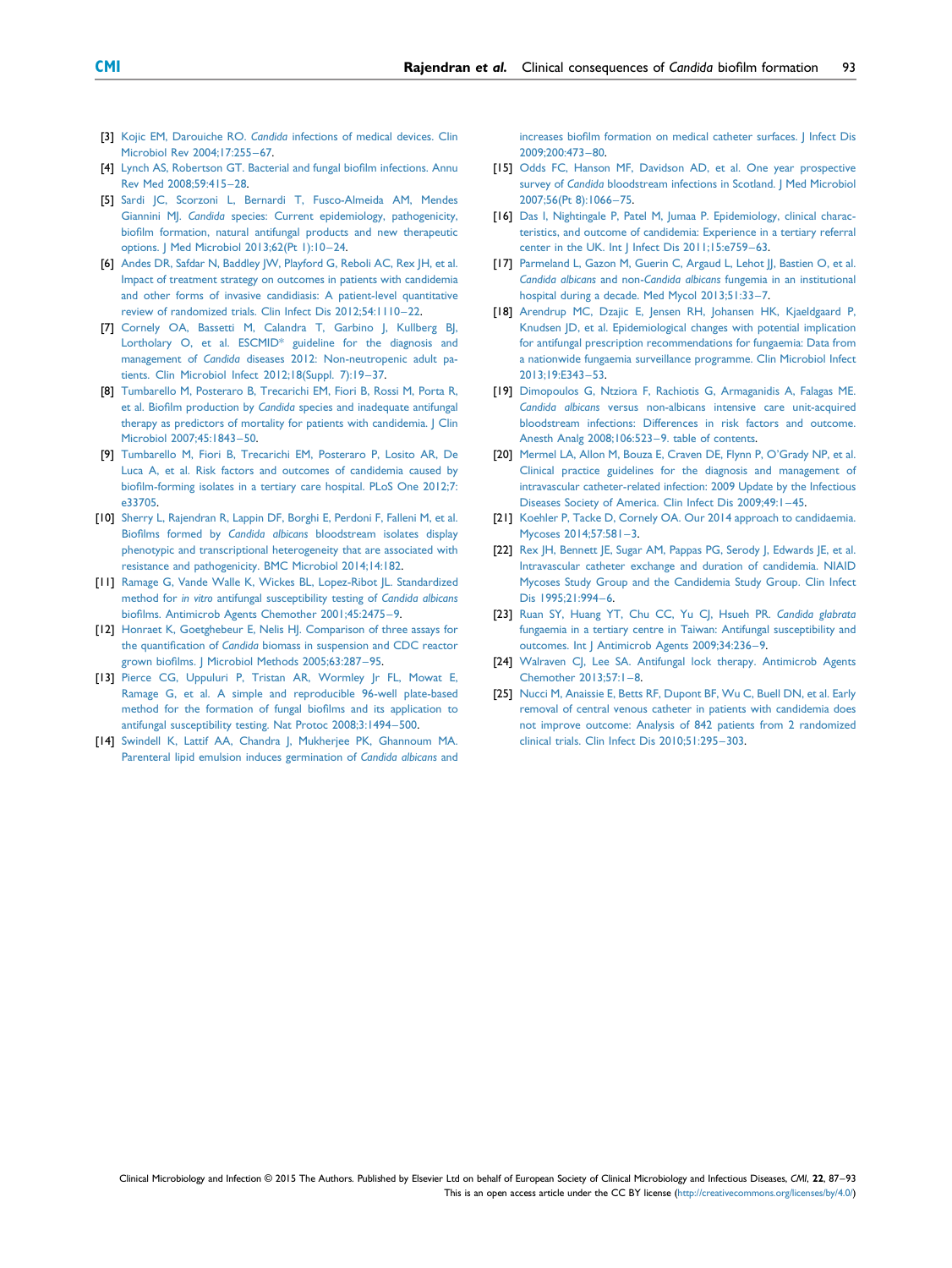[3] Kojic EM, Darouiche RO. *Candida* infections of medical devices. Clin Microbiol Rev 2004;17:255–67.

[4] Lynch AS, Robertson GT. Bacterial and fungal biofilm infections. Annu Rev Med 2008;59:415–28.

[5] Sardi JC, Scorzoni L, Bernardi T, Fusco-Almeida AM, Mendes Giannini MJ. *Candida* species: Current epidemiology, pathogenicity, biofilm formation, natural antifungal products and new therapeutic options. J Med Microbiol 2013;62(Pt 1):10–24.

[6] Andes DR, Safdar N, Baddley JW, Playford G, Reboli AC, Rex JH, et al. Impact of treatment strategy on outcomes in patients with candidemia and other forms of invasive candidiasis: A patient-level quantitative review of randomized trials. Clin Infect Dis 2012;54:1110–22.

[7] Cornely OA, Bassetti M, Calandra T, Garbino J, Kullberg BJ, Lortholary O, et al. ESCMID* guideline for the diagnosis and management of *Candida* diseases 2012: Non-neutropenic adult patients. Clin Microbiol Infect 2012;18(Suppl. 7):19–37.

[8] Tumbarello M, Posteraro B, Trecarichi EM, Fiori B, Rossi M, Porta R, et al. Biofilm production by *Candida* species and inadequate antifungal therapy as predictors of mortality for patients with candidemia. J Clin Microbiol 2007;45:1843–50.

[9] Tumbarello M, Fiori B, Trecarichi EM, Posteraro P, Losito AR, De Luca A, et al. Risk factors and outcomes of candidemia caused by biofilm-forming isolates in a tertiary care hospital. PLoS One 2012;7:e33705.

[10] Sherry L, Rajendran R, Lappin DF, Borghi E, Perdoni F, Falleni M, et al. Biofilms formed by *Candida albicans* bloodstream isolates display phenotypic and transcriptional heterogeneity that are associated with resistance and pathogenicity. BMC Microbiol 2014;14:182.

[11] Ramage G, Vande Walle K, Wickes BL, Lopez-Ribot JL. Standardized method for *in vitro* antifungal susceptibility testing of *Candida albicans* biofilms. Antimicrob Agents Chemother 2001;45:2475–9.

[12] Honraet K, Goetghebeur E, Nelis HJ. Comparison of three assays for the quantification of *Candida* biomass in suspension and CDC reactor grown biofilms. J Microbiol Methods 2005;63:287–95.

[13] Pierce CG, Uppuluri P, Tristan AR, Wormley Jr FL, Mowat E, Ramage G, et al. A simple and reproducible 96-well plate-based method for the formation of fungal biofilms and its application to antifungal susceptibility testing. Nat Protoc 2008;3:1494–500.

[14] Swindell K, Lattif AA, Chandra J, Mukherjee PK, Ghannoum MA. Parenteral lipid emulsion induces germination of *Candida albicans* and increases biofilm formation on medical catheter surfaces. J Infect Dis 2009;200:473–80.

[15] Odds FC, Hanson MF, Davidson AD, et al. One year prospective survey of *Candida* bloodstream infections in Scotland. J Med Microbiol 2007;56(Pt 8):1066–75.

[16] Das I, Nightingale P, Patel M, Jumaa P. Epidemiology, clinical characteristics, and outcome of candidemia: Experience in a tertiary referral center in the UK. Int J Infect Dis 2011;15:e759–63.

[17] Parmeland L, Gazon M, Guerin C, Argaud L, Lehot JJ, Bastien O, et al. *Candida albicans* and non-*Candida albicans* fungemia in an institutional hospital during a decade. Med Mycol 2013;51:33–7.

[18] Arendrup MC, Dzajic E, Jensen RH, Johansen HK, Kjaeldgaard P, Knudsen JD, et al. Epidemiological changes with potential implication for antifungal prescription recommendations for fungaemia: Data from a nationwide fungaemia surveillance programme. Clin Microbiol Infect 2013;19:E343–53.

[19] Dimopoulos G, Ntziora F, Rachiotis G, Armaganidis A, Falagas ME. *Candida albicans* versus non-albicans intensive care unit-acquired bloodstream infections: Differences in risk factors and outcome. Anesth Analg 2008;106:523–9. table of contents.

[20] Mermel LA, Allon M, Bouza E, Craven DE, Flynn P, O'Grady NP, et al. Clinical practice guidelines for the diagnosis and management of intravascular catheter-related infection: 2009 Update by the Infectious Diseases Society of America. Clin Infect Dis 2009;49:1–45.

[21] Koehler P, Tacke D, Cornely OA. Our 2014 approach to candidaemia. Mycoses 2014;57:581–3.

[22] Rex JH, Bennett JE, Sugar AM, Pappas PG, Serody J, Edwards JE, et al. Intravascular catheter exchange and duration of candidemia. NIAID Mycoses Study Group and the Candidemia Study Group. Clin Infect Dis 1995;21:994–6.

[23] Ruan SY, Huang YT, Chu CC, Yu CJ, Hsueh PR. *Candida glabrata* fungaemia in a tertiary centre in Taiwan: Antifungal susceptibility and outcomes. Int J Antimicrob Agents 2009;34:236–9.

[24] Walraven CJ, Lee SA. Antifungal lock therapy. Antimicrob Agents Chemother 2013;57:1–8.

[25] Nucci M, Anaissie E, Betts RF, Dupont BF, Wu C, Buell DN, et al. Early removal of central venous catheter in patients with candidemia does not improve outcome: Analysis of 842 patients from 2 randomized clinical trials. Clin Infect Dis 2010;51:295–303.